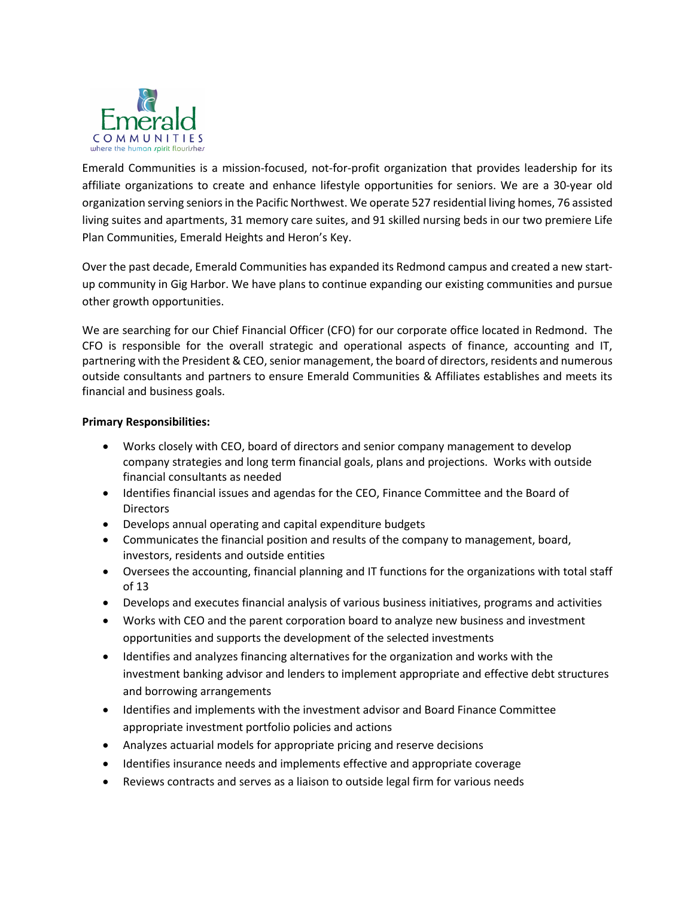Emerald Communities is a mission-focused, not-for-profit organization that provides leadership for its affiliate organizations to create and enhance lifestyle opportunities for seniors. We are a 30-year old organization serving seniors in the Pacific Northwest. We operate 527 residential living homes, 76 assisted living suites and apartments, 31 memory care suites, and 91 skilled nursing beds in our two premiere Life Plan Communities, Emerald Heights and Heron's Key.

Over the past decade, Emerald Communities has expanded its Redmond campus and created a new start-up community in Gig Harbor. We have plans to continue expanding our existing communities and pursue other growth opportunities.

We are searching for our Chief Financial Officer (CFO) for our corporate office located in Redmond. The CFO is responsible for the overall strategic and operational aspects of finance, accounting and IT, partnering with the President & CEO, senior management, the board of directors, residents and numerous outside consultants and partners to ensure Emerald Communities & Affiliates establishes and meets its financial and business goals.

**Primary Responsibilities:**

- Works closely with CEO, board of directors and senior company management to develop company strategies and long term financial goals, plans and projections. Works with outside financial consultants as needed
- Identifies financial issues and agendas for the CEO, Finance Committee and the Board of Directors
- Develops annual operating and capital expenditure budgets
- Communicates the financial position and results of the company to management, board, investors, residents and outside entities
- Oversees the accounting, financial planning and IT functions for the organizations with total staff of 13
- Develops and executes financial analysis of various business initiatives, programs and activities
- Works with CEO and the parent corporation board to analyze new business and investment opportunities and supports the development of the selected investments
- Identifies and analyzes financing alternatives for the organization and works with the investment banking advisor and lenders to implement appropriate and effective debt structures and borrowing arrangements
- Identifies and implements with the investment advisor and Board Finance Committee appropriate investment portfolio policies and actions
- Analyzes actuarial models for appropriate pricing and reserve decisions
- Identifies insurance needs and implements effective and appropriate coverage
- Reviews contracts and serves as a liaison to outside legal firm for various needs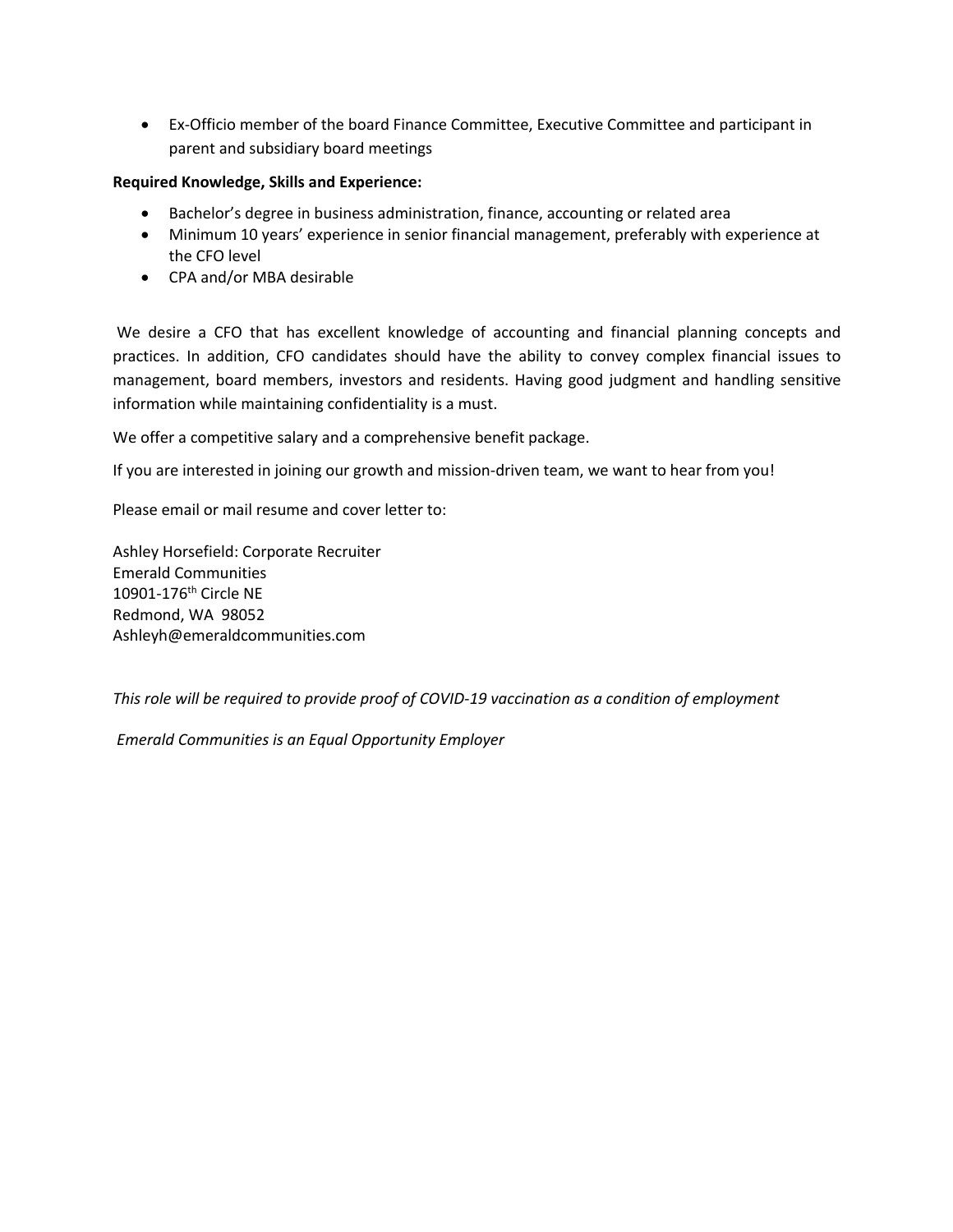- Ex-Officio member of the board Finance Committee, Executive Committee and participant in parent and subsidiary board meetings

**Required Knowledge, Skills and Experience:**

- Bachelor's degree in business administration, finance, accounting or related area
- Minimum 10 years' experience in senior financial management, preferably with experience at the CFO level
- CPA and/or MBA desirable

We desire a CFO that has excellent knowledge of accounting and financial planning concepts and practices. In addition, CFO candidates should have the ability to convey complex financial issues to management, board members, investors and residents. Having good judgment and handling sensitive information while maintaining confidentiality is a must.

We offer a competitive salary and a comprehensive benefit package.

If you are interested in joining our growth and mission-driven team, we want to hear from you!

Please email or mail resume and cover letter to:

Ashley Horsefield: Corporate Recruiter
Emerald Communities
10901-176th Circle NE
Redmond, WA 98052
Ashleyh@emeraldcommunities.com

*This role will be required to provide proof of COVID-19 vaccination as a condition of employment*

*Emerald Communities is an Equal Opportunity Employer*